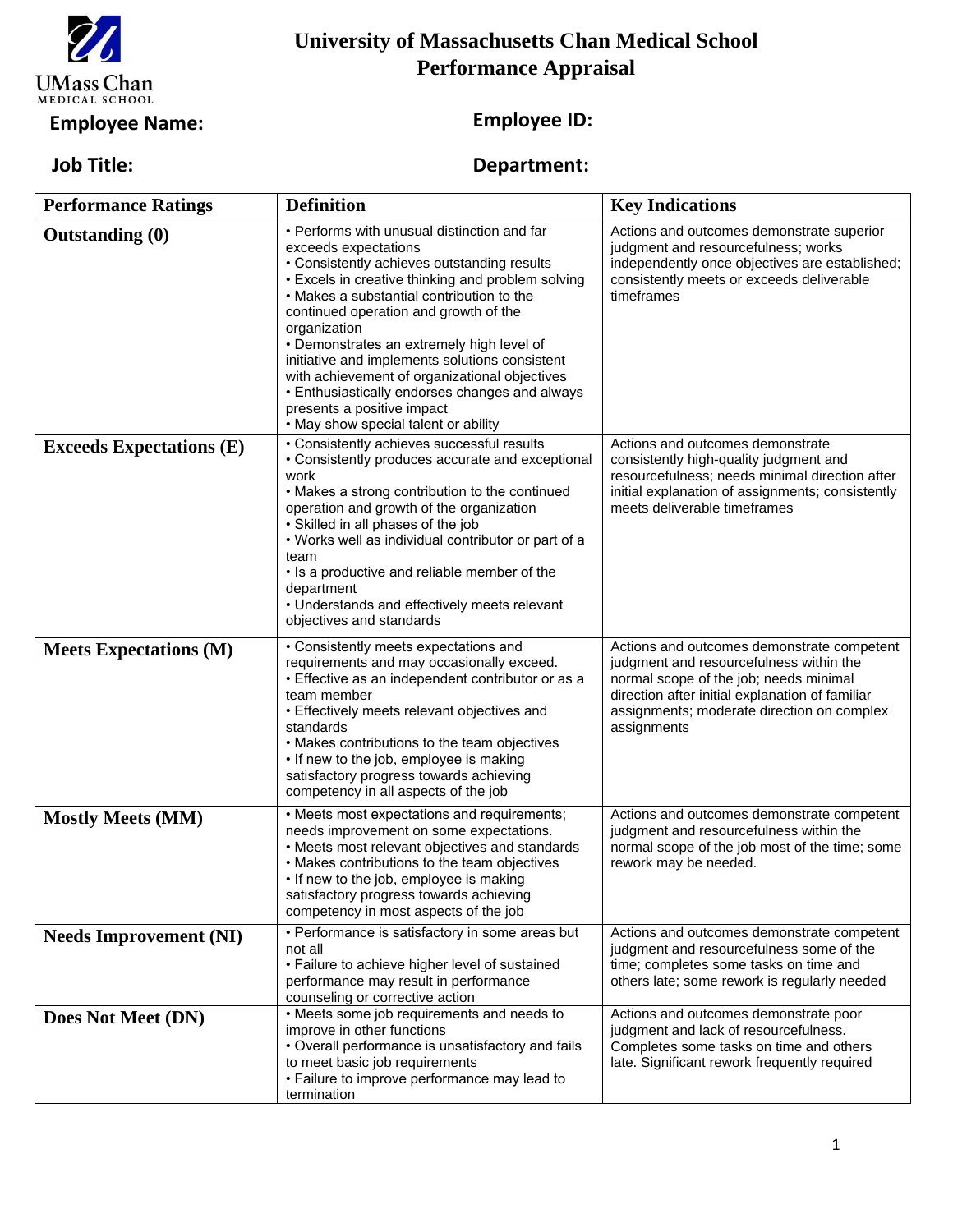# University of Massachusetts Chan Medical School
## Performance Appraisal

**Employee Name:** **Employee ID:**

**Job Title:** **Department:**

| Performance Ratings | Definition | Key Indications |
|---|---|---|
| **Outstanding (0)** | • Performs with unusual distinction and far exceeds expectations<br>• Consistently achieves outstanding results<br>• Excels in creative thinking and problem solving<br>• Makes a substantial contribution to the continued operation and growth of the organization<br>• Demonstrates an extremely high level of initiative and implements solutions consistent with achievement of organizational objectives<br>• Enthusiastically endorses changes and always presents a positive impact<br>• May show special talent or ability | Actions and outcomes demonstrate superior judgment and resourcefulness; works independently once objectives are established; consistently meets or exceeds deliverable timeframes |
| **Exceeds Expectations (E)** | • Consistently achieves successful results<br>• Consistently produces accurate and exceptional work<br>• Makes a strong contribution to the continued operation and growth of the organization<br>• Skilled in all phases of the job<br>• Works well as individual contributor or part of a team<br>• Is a productive and reliable member of the department<br>• Understands and effectively meets relevant objectives and standards | Actions and outcomes demonstrate consistently high-quality judgment and resourcefulness; needs minimal direction after initial explanation of assignments; consistently meets deliverable timeframes |
| **Meets Expectations (M)** | • Consistently meets expectations and requirements and may occasionally exceed.<br>• Effective as an independent contributor or as a team member<br>• Effectively meets relevant objectives and standards<br>• Makes contributions to the team objectives<br>• If new to the job, employee is making satisfactory progress towards achieving competency in all aspects of the job | Actions and outcomes demonstrate competent judgment and resourcefulness within the normal scope of the job; needs minimal direction after initial explanation of familiar assignments; moderate direction on complex assignments |
| **Mostly Meets (MM)** | • Meets most expectations and requirements; needs improvement on some expectations.<br>• Meets most relevant objectives and standards<br>• Makes contributions to the team objectives<br>• If new to the job, employee is making satisfactory progress towards achieving competency in most aspects of the job | Actions and outcomes demonstrate competent judgment and resourcefulness within the normal scope of the job most of the time; some rework may be needed. |
| **Needs Improvement (NI)** | • Performance is satisfactory in some areas but not all<br>• Failure to achieve higher level of sustained performance may result in performance counseling or corrective action | Actions and outcomes demonstrate competent judgment and resourcefulness some of the time; completes some tasks on time and others late; some rework is regularly needed |
| **Does Not Meet (DN)** | • Meets some job requirements and needs to improve in other functions<br>• Overall performance is unsatisfactory and fails to meet basic job requirements<br>• Failure to improve performance may lead to termination | Actions and outcomes demonstrate poor judgment and lack of resourcefulness. Completes some tasks on time and others late. Significant rework frequently required |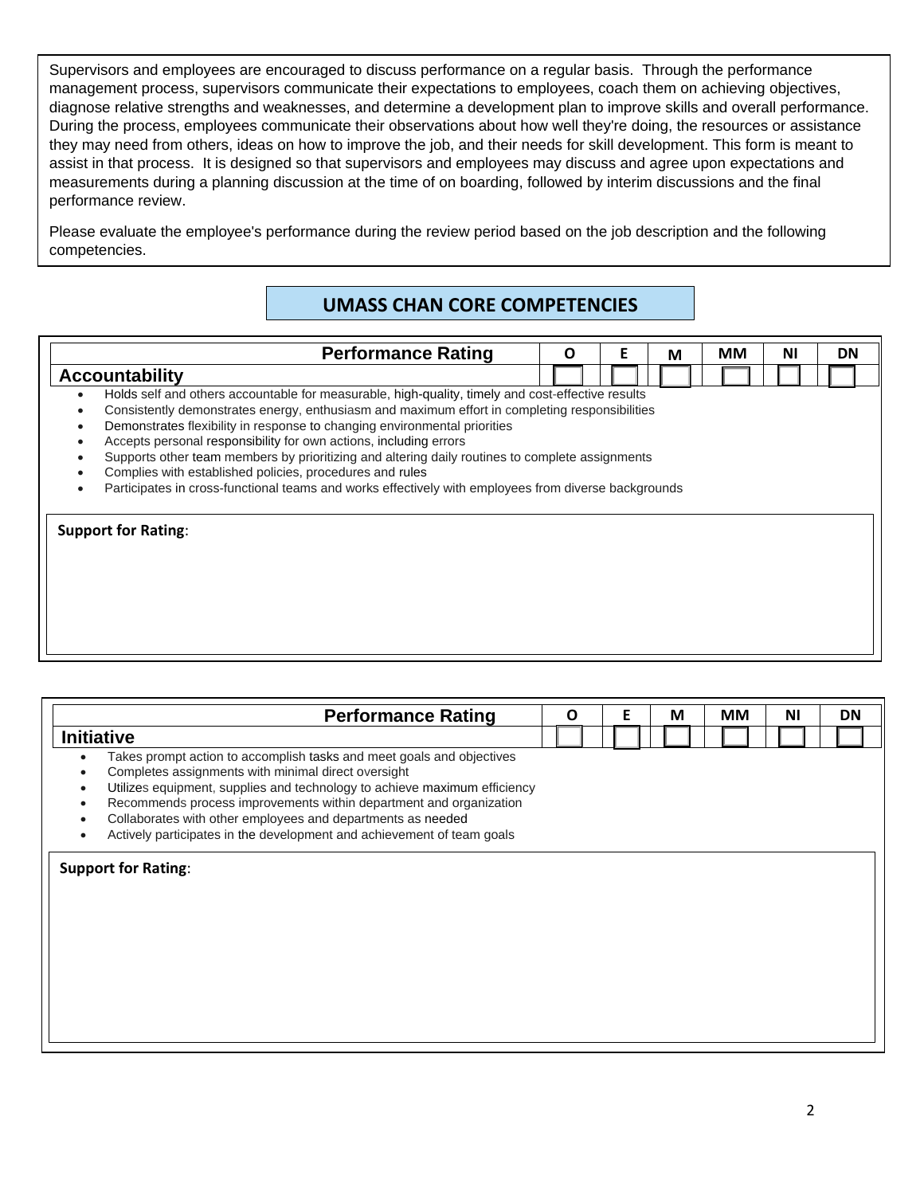Supervisors and employees are encouraged to discuss performance on a regular basis. Through the performance management process, supervisors communicate their expectations to employees, coach them on achieving objectives, diagnose relative strengths and weaknesses, and determine a development plan to improve skills and overall performance. During the process, employees communicate their observations about how well they're doing, the resources or assistance they may need from others, ideas on how to improve the job, and their needs for skill development. This form is meant to assist in that process. It is designed so that supervisors and employees may discuss and agree upon expectations and measurements during a planning discussion at the time of on boarding, followed by interim discussions and the final performance review.

Please evaluate the employee's performance during the review period based on the job description and the following competencies.

## UMASS CHAN CORE COMPETENCIES

| Performance Rating | O | E | M | MM | NI | DN |
|---|---|---|---|---|---|---|
| **Accountability** | ☐ | ☐ | ☐ | ☐ | ☐ | ☐ |

- Holds self and others accountable for measurable, high-quality, timely and cost-effective results
- Consistently demonstrates energy, enthusiasm and maximum effort in completing responsibilities
- Demonstrates flexibility in response to changing environmental priorities
- Accepts personal responsibility for own actions, including errors
- Supports other team members by prioritizing and altering daily routines to complete assignments
- Complies with established policies, procedures and rules
- Participates in cross-functional teams and works effectively with employees from diverse backgrounds

**Support for Rating**:

| Performance Rating | O | E | M | MM | NI | DN |
|---|---|---|---|---|---|---|
| **Initiative** | ☐ | ☐ | ☐ | ☐ | ☐ | ☐ |

- Takes prompt action to accomplish tasks and meet goals and objectives
- Completes assignments with minimal direct oversight
- Utilizes equipment, supplies and technology to achieve maximum efficiency
- Recommends process improvements within department and organization
- Collaborates with other employees and departments as needed
- Actively participates in the development and achievement of team goals

**Support for Rating**: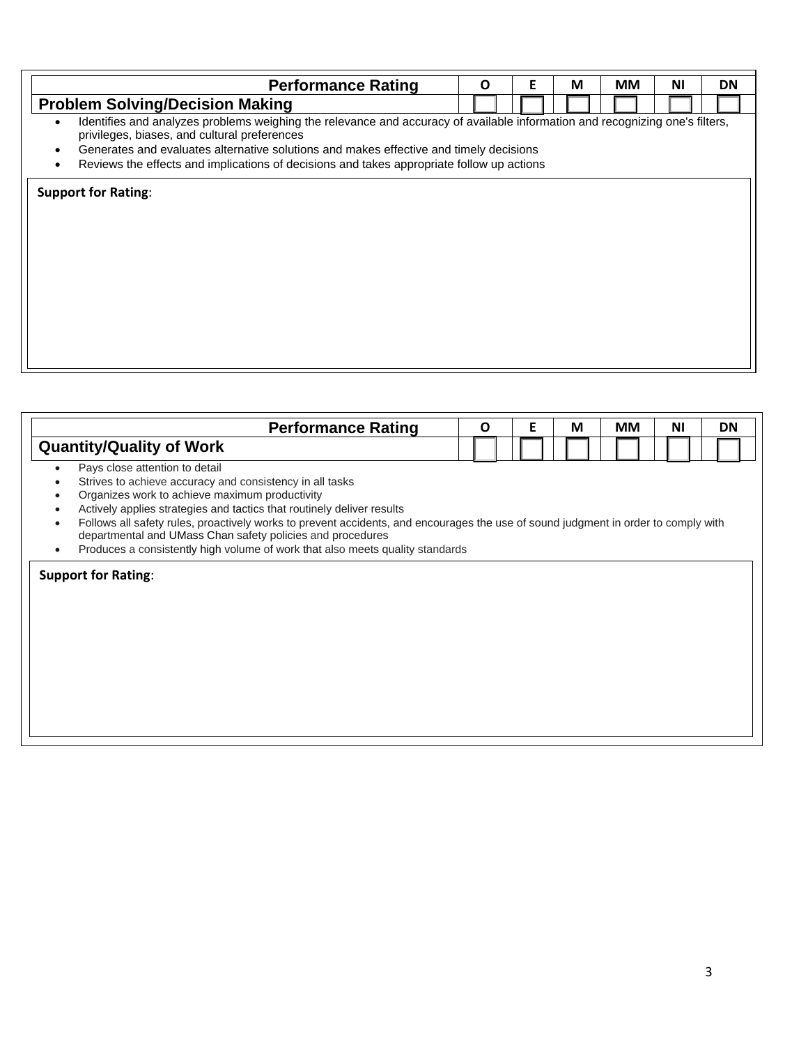| Performance Rating | O | E | M | MM | NI | DN |
|---|---|---|---|---|---|---|
| **Problem Solving/Decision Making** | ☐ | ☐ | ☐ | ☐ | ☐ | ☐ |

- Identifies and analyzes problems weighing the relevance and accuracy of available information and recognizing one's filters, privileges, biases, and cultural preferences
- Generates and evaluates alternative solutions and makes effective and timely decisions
- Reviews the effects and implications of decisions and takes appropriate follow up actions

**Support for Rating**:

| Performance Rating | O | E | M | MM | NI | DN |
|---|---|---|---|---|---|---|
| **Quantity/Quality of Work** | ☐ | ☐ | ☐ | ☐ | ☐ | ☐ |

- Pays close attention to detail
- Strives to achieve accuracy and consistency in all tasks
- Organizes work to achieve maximum productivity
- Actively applies strategies and tactics that routinely deliver results
- Follows all safety rules, proactively works to prevent accidents, and encourages the use of sound judgment in order to comply with departmental and UMass Chan safety policies and procedures
- Produces a consistently high volume of work that also meets quality standards

**Support for Rating**: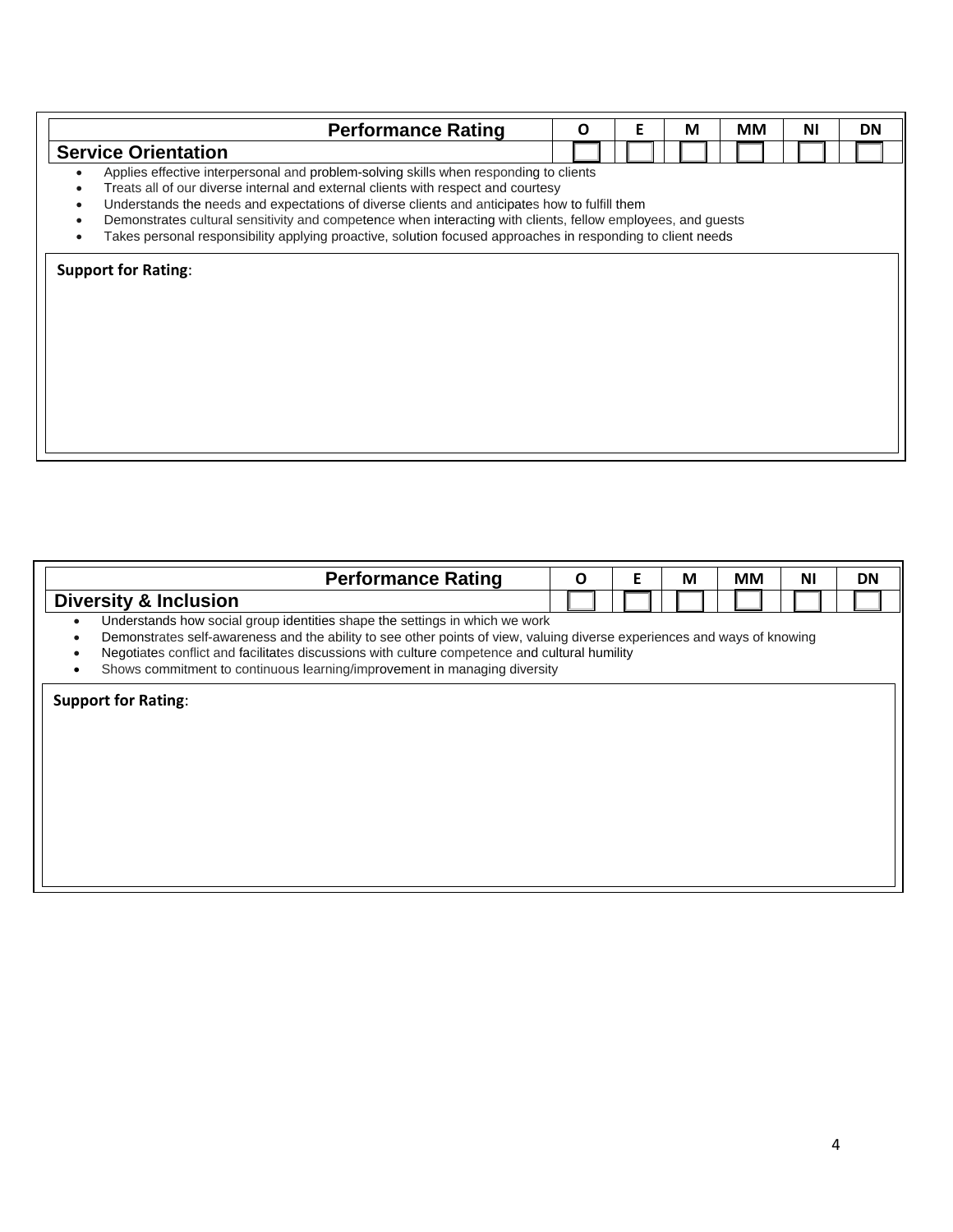| Performance Rating | O | E | M | MM | NI | DN |
|---|---|---|---|---|---|---|
| **Service Orientation** | ☐ | ☐ | ☐ | ☐ | ☐ | ☐ |

- Applies effective interpersonal and problem-solving skills when responding to clients
- Treats all of our diverse internal and external clients with respect and courtesy
- Understands the needs and expectations of diverse clients and anticipates how to fulfill them
- Demonstrates cultural sensitivity and competence when interacting with clients, fellow employees, and guests
- Takes personal responsibility applying proactive, solution focused approaches in responding to client needs

**Support for Rating**:

| Performance Rating | O | E | M | MM | NI | DN |
|---|---|---|---|---|---|---|
| **Diversity & Inclusion** | ☐ | ☐ | ☐ | ☐ | ☐ | ☐ |

- Understands how social group identities shape the settings in which we work
- Demonstrates self-awareness and the ability to see other points of view, valuing diverse experiences and ways of knowing
- Negotiates conflict and facilitates discussions with culture competence and cultural humility
- Shows commitment to continuous learning/improvement in managing diversity

**Support for Rating**: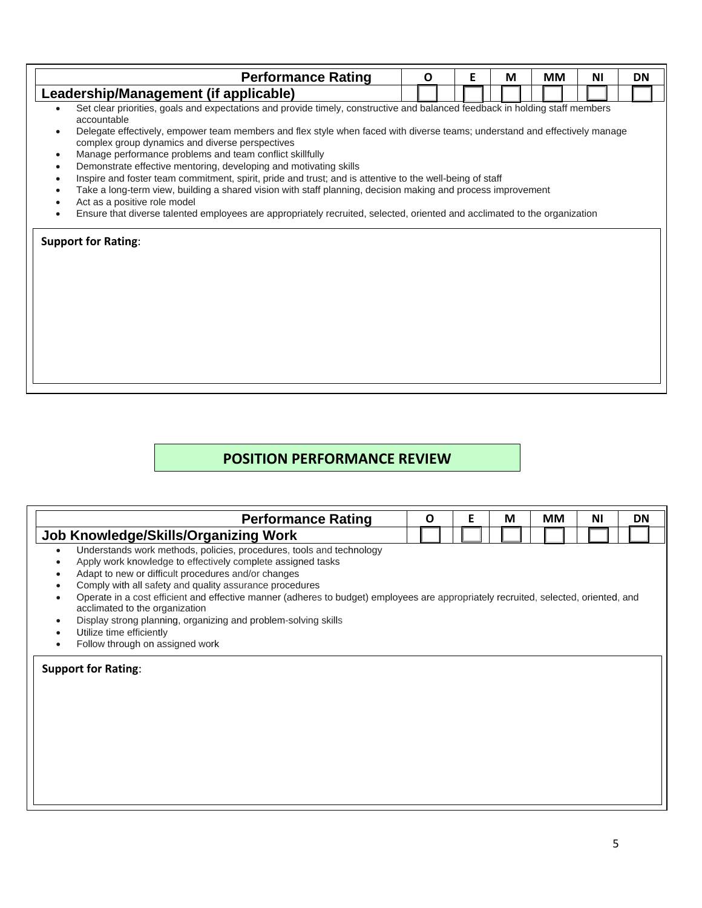| Performance Rating | O | E | M | MM | NI | DN |
|---|---|---|---|---|---|---|
| **Leadership/Management (if applicable)** | ☐ | ☐ | ☐ | ☐ | ☐ | ☐ |

- Set clear priorities, goals and expectations and provide timely, constructive and balanced feedback in holding staff members accountable
- Delegate effectively, empower team members and flex style when faced with diverse teams; understand and effectively manage complex group dynamics and diverse perspectives
- Manage performance problems and team conflict skillfully
- Demonstrate effective mentoring, developing and motivating skills
- Inspire and foster team commitment, spirit, pride and trust; and is attentive to the well-being of staff
- Take a long-term view, building a shared vision with staff planning, decision making and process improvement
- Act as a positive role model
- Ensure that diverse talented employees are appropriately recruited, selected, oriented and acclimated to the organization

**Support for Rating**:

## POSITION PERFORMANCE REVIEW

| Performance Rating | O | E | M | MM | NI | DN |
|---|---|---|---|---|---|---|
| **Job Knowledge/Skills/Organizing Work** | ☐ | ☐ | ☐ | ☐ | ☐ | ☐ |

- Understands work methods, policies, procedures, tools and technology
- Apply work knowledge to effectively complete assigned tasks
- Adapt to new or difficult procedures and/or changes
- Comply with all safety and quality assurance procedures
- Operate in a cost efficient and effective manner (adheres to budget) employees are appropriately recruited, selected, oriented, and acclimated to the organization
- Display strong planning, organizing and problem-solving skills
- Utilize time efficiently
- Follow through on assigned work

**Support for Rating**: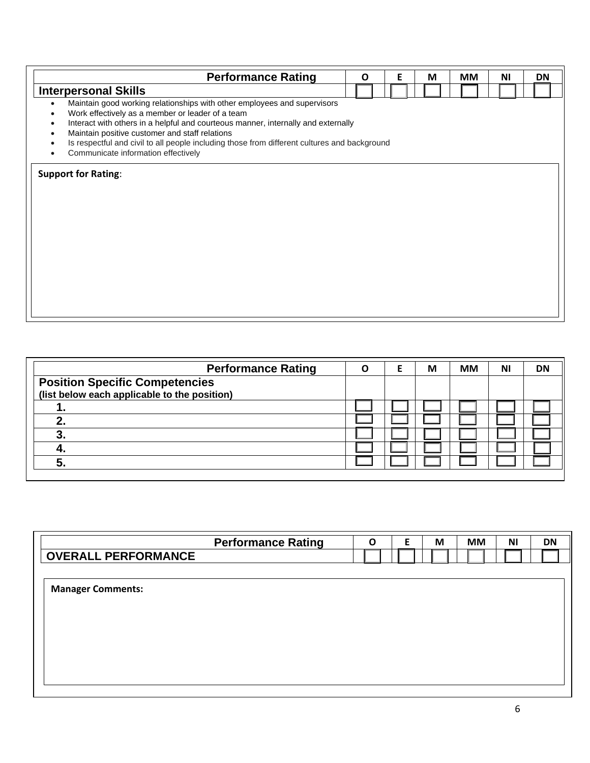| Performance Rating | O | E | M | MM | NI | DN |
|---|---|---|---|---|---|---|
| **Interpersonal Skills** | ☐ | ☐ | ☐ | ☐ | ☐ | ☐ |

- Maintain good working relationships with other employees and supervisors
- Work effectively as a member or leader of a team
- Interact with others in a helpful and courteous manner, internally and externally
- Maintain positive customer and staff relations
- Is respectful and civil to all people including those from different cultures and background
- Communicate information effectively

**Support for Rating**:

| Performance Rating | O | E | M | MM | NI | DN |
|---|---|---|---|---|---|---|
| **Position Specific Competencies**<br>**(list below each applicable to the position)** | | | | | | |
| **1.** | ☐ | ☐ | ☐ | ☐ | ☐ | ☐ |
| **2.** | ☐ | ☐ | ☐ | ☐ | ☐ | ☐ |
| **3.** | ☐ | ☐ | ☐ | ☐ | ☐ | ☐ |
| **4.** | ☐ | ☐ | ☐ | ☐ | ☐ | ☐ |
| **5.** | ☐ | ☐ | ☐ | ☐ | ☐ | ☐ |

| Performance Rating | O | E | M | MM | NI | DN |
|---|---|---|---|---|---|---|
| **OVERALL PERFORMANCE** | ☐ | ☐ | ☐ | ☐ | ☐ | ☐ |

**Manager Comments:**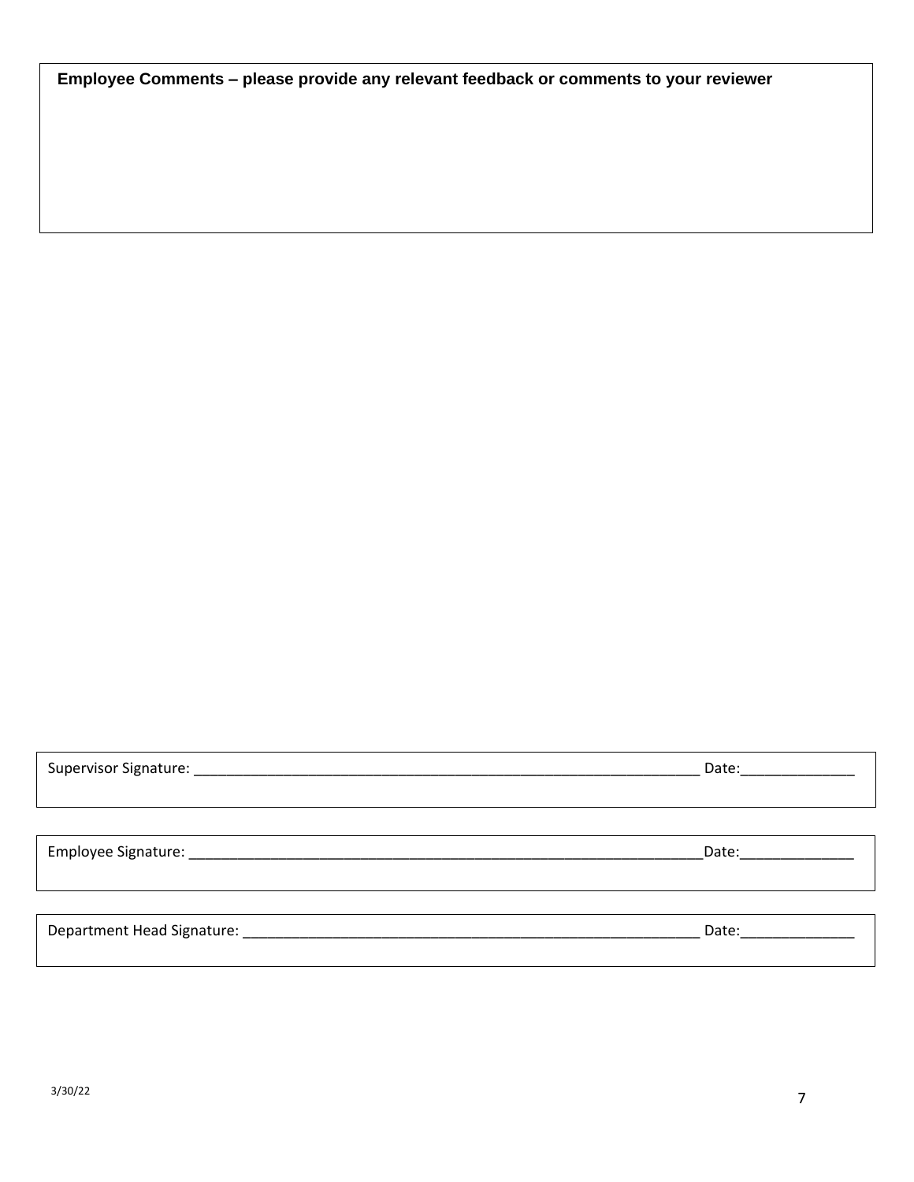**Employee Comments – please provide any relevant feedback or comments to your reviewer**

Supervisor Signature: ___________________________________________________________________ Date:______________

Employee Signature: _____________________________________________________________________Date:______________

Department Head Signature: _____________________________________________________________ Date:______________

3/30/22